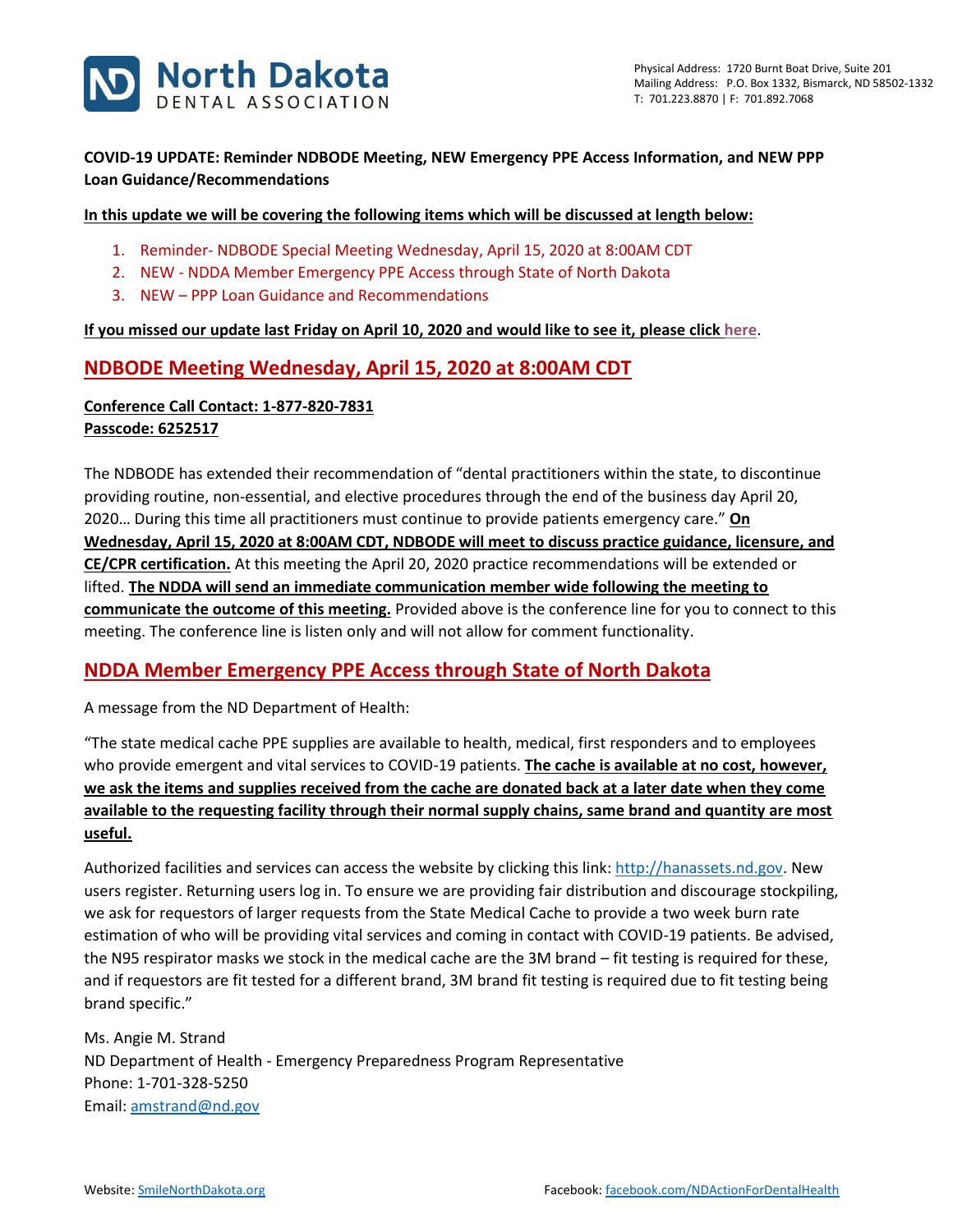North Dakota DENTAL ASSOCIATION

Physical Address: 1720 Burnt Boat Drive, Suite 201
Mailing Address: P.O. Box 1332, Bismarck, ND 58502-1332
T: 701.223.8870 | F: 701.892.7068

**COVID-19 UPDATE: Reminder NDBODE Meeting, NEW Emergency PPE Access Information, and NEW PPP Loan Guidance/Recommendations**

**In this update we will be covering the following items which will be discussed at length below:**

1. Reminder- NDBODE Special Meeting Wednesday, April 15, 2020 at 8:00AM CDT
2. NEW - NDDA Member Emergency PPE Access through State of North Dakota
3. NEW – PPP Loan Guidance and Recommendations

**If you missed our update last Friday on April 10, 2020 and would like to see it, please click here.**

## NDBODE Meeting Wednesday, April 15, 2020 at 8:00AM CDT

**Conference Call Contact: 1-877-820-7831**
**Passcode: 6252517**

The NDBODE has extended their recommendation of "dental practitioners within the state, to discontinue providing routine, non-essential, and elective procedures through the end of the business day April 20, 2020… During this time all practitioners must continue to provide patients emergency care." **On Wednesday, April 15, 2020 at 8:00AM CDT, NDBODE will meet to discuss practice guidance, licensure, and CE/CPR certification.** At this meeting the April 20, 2020 practice recommendations will be extended or lifted. **The NDDA will send an immediate communication member wide following the meeting to communicate the outcome of this meeting.** Provided above is the conference line for you to connect to this meeting. The conference line is listen only and will not allow for comment functionality.

## NDDA Member Emergency PPE Access through State of North Dakota

A message from the ND Department of Health:

"The state medical cache PPE supplies are available to health, medical, first responders and to employees who provide emergent and vital services to COVID-19 patients. **The cache is available at no cost, however, we ask the items and supplies received from the cache are donated back at a later date when they come available to the requesting facility through their normal supply chains, same brand and quantity are most useful.**

Authorized facilities and services can access the website by clicking this link: http://hanassets.nd.gov. New users register. Returning users log in. To ensure we are providing fair distribution and discourage stockpiling, we ask for requestors of larger requests from the State Medical Cache to provide a two week burn rate estimation of who will be providing vital services and coming in contact with COVID-19 patients. Be advised, the N95 respirator masks we stock in the medical cache are the 3M brand – fit testing is required for these, and if requestors are fit tested for a different brand, 3M brand fit testing is required due to fit testing being brand specific."

Ms. Angie M. Strand
ND Department of Health - Emergency Preparedness Program Representative
Phone: 1-701-328-5250
Email: amstrand@nd.gov

Website: SmileNorthDakota.org
Facebook: facebook.com/NDActionForDentalHealth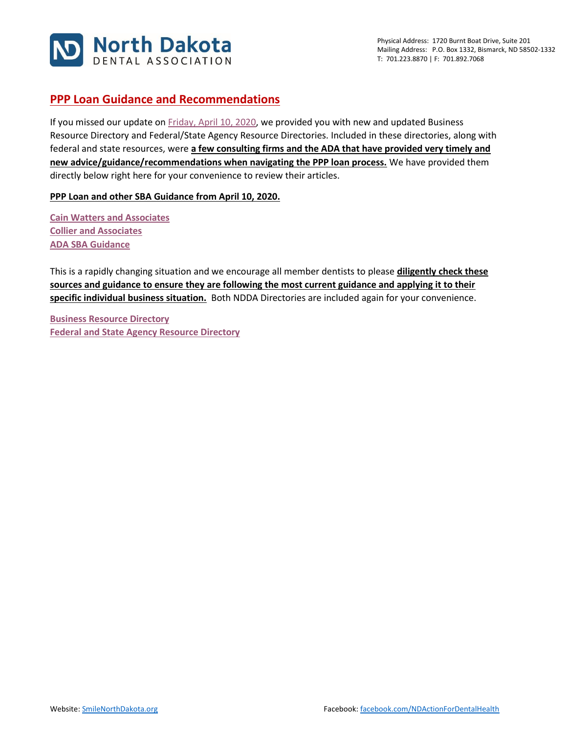## PPP Loan Guidance and Recommendations

If you missed our update on Friday, April 10, 2020, we provided you with new and updated Business Resource Directory and Federal/State Agency Resource Directories. Included in these directories, along with federal and state resources, were **a few consulting firms and the ADA that have provided very timely and new advice/guidance/recommendations when navigating the PPP loan process.** We have provided them directly below right here for your convenience to review their articles.

**PPP Loan and other SBA Guidance from April 10, 2020.**

**Cain Watters and Associates**
**Collier and Associates**
**ADA SBA Guidance**

This is a rapidly changing situation and we encourage all member dentists to please **diligently check these sources and guidance to ensure they are following the most current guidance and applying it to their specific individual business situation.** Both NDDA Directories are included again for your convenience.

**Business Resource Directory**
**Federal and State Agency Resource Directory**